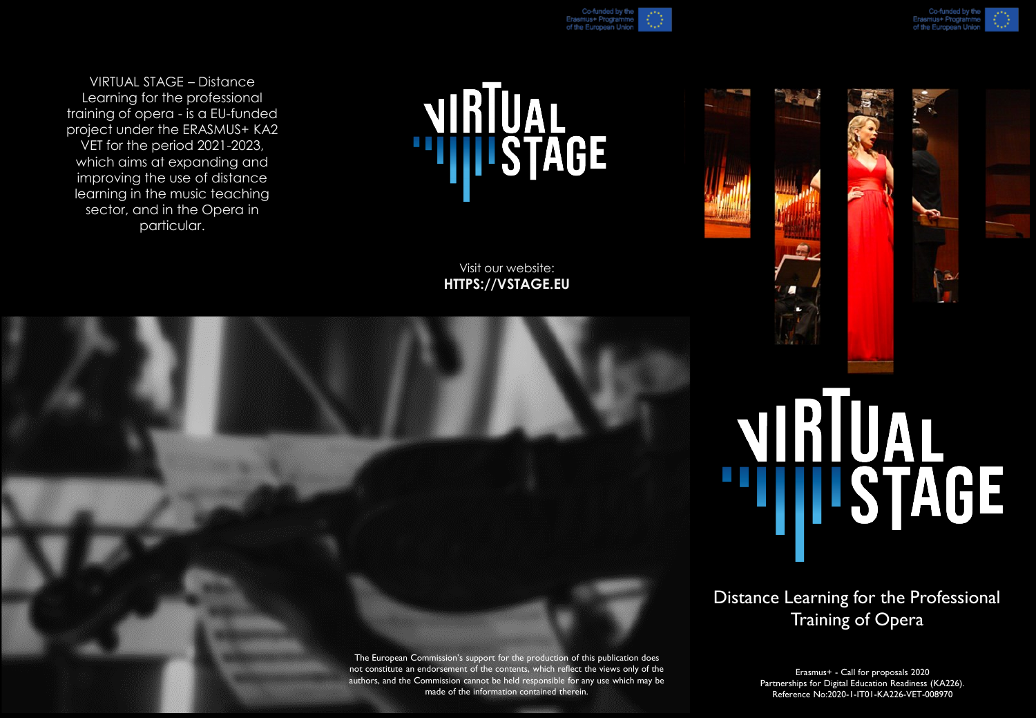Co-funded by the Erasmus+ Programme of the European Union

VIRTUAL STAGE – Distance Learning for the professional training of opera - is a EU-funded project under the ERASMUS+ KA2 VET for the period 2021-2023, which aims at expanding and improving the use of distance learning in the music teaching sector, and in the Opera in particular.

# VIRTUAL STAGE

Visit our website:
**HTTPS://VSTAGE.EU**

The European Commission's support for the production of this publication does not constitute an endorsement of the contents, which reflect the views only of the authors, and the Commission cannot be held responsible for any use which may be made of the information contained therein.

Co-funded by the Erasmus+ Programme of the European Union

# VIRTUAL STAGE

## Distance Learning for the Professional Training of Opera

Erasmus+ - Call for proposals 2020
Partnerships for Digital Education Readiness (KA226).
Reference No:2020-1-IT01-KA226-VET-008970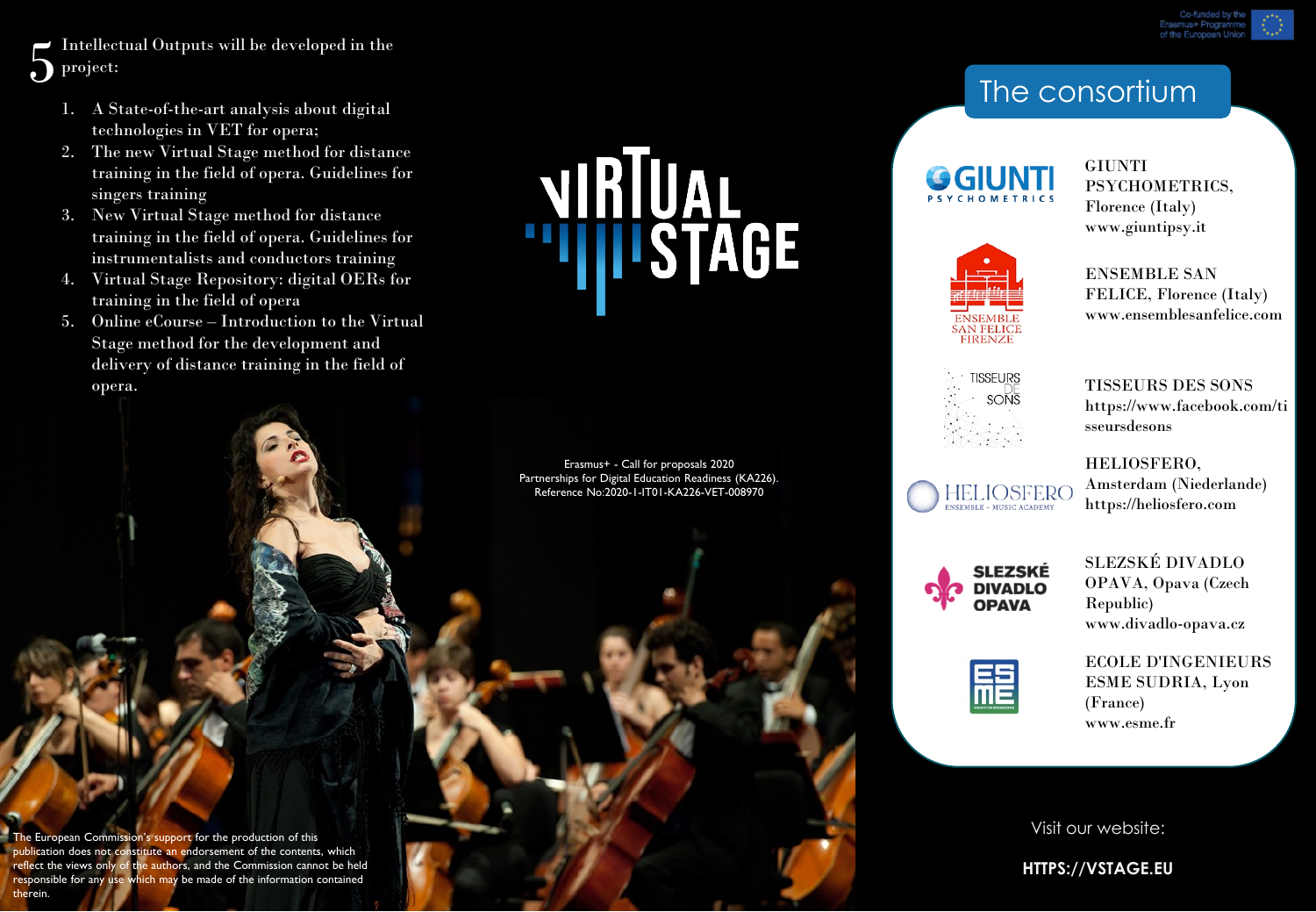5 Intellectual Outputs will be developed in the project:

1. A State-of-the-art analysis about digital technologies in VET for opera;
2. The new Virtual Stage method for distance training in the field of opera. Guidelines for singers training
3. New Virtual Stage method for distance training in the field of opera. Guidelines for instrumentalists and conductors training
4. Virtual Stage Repository: digital OERs for training in the field of opera
5. Online eCourse – Introduction to the Virtual Stage method for the development and delivery of distance training in the field of opera.

# VIRTUAL STAGE

Erasmus+ - Call for proposals 2020
Partnerships for Digital Education Readiness (KA226).
Reference No:2020-1-IT01-KA226-VET-008970

The European Commission's support for the production of this publication does not constitute an endorsement of the contents, which reflect the views only of the authors, and the Commission cannot be held responsible for any use which may be made of the information contained therein.

Co-funded by the Erasmus+ Programme of the European Union

## The consortium

GIUNTI PSYCHOMETRICS, Florence (Italy)
www.giuntipsy.it

ENSEMBLE SAN FELICE, Florence (Italy)
www.ensemblesanfelice.com

TISSEURS DES SONS
https://www.facebook.com/tisseursdesons

HELIOSFERO, Amsterdam (Niederlande)
https://heliosfero.com

SLEZSKÉ DIVADLO OPAVA, Opava (Czech Republic)
www.divadlo-opava.cz

ECOLE D'INGENIEURS ESME SUDRIA, Lyon (France)
www.esme.fr

Visit our website:

**HTTPS://VSTAGE.EU**